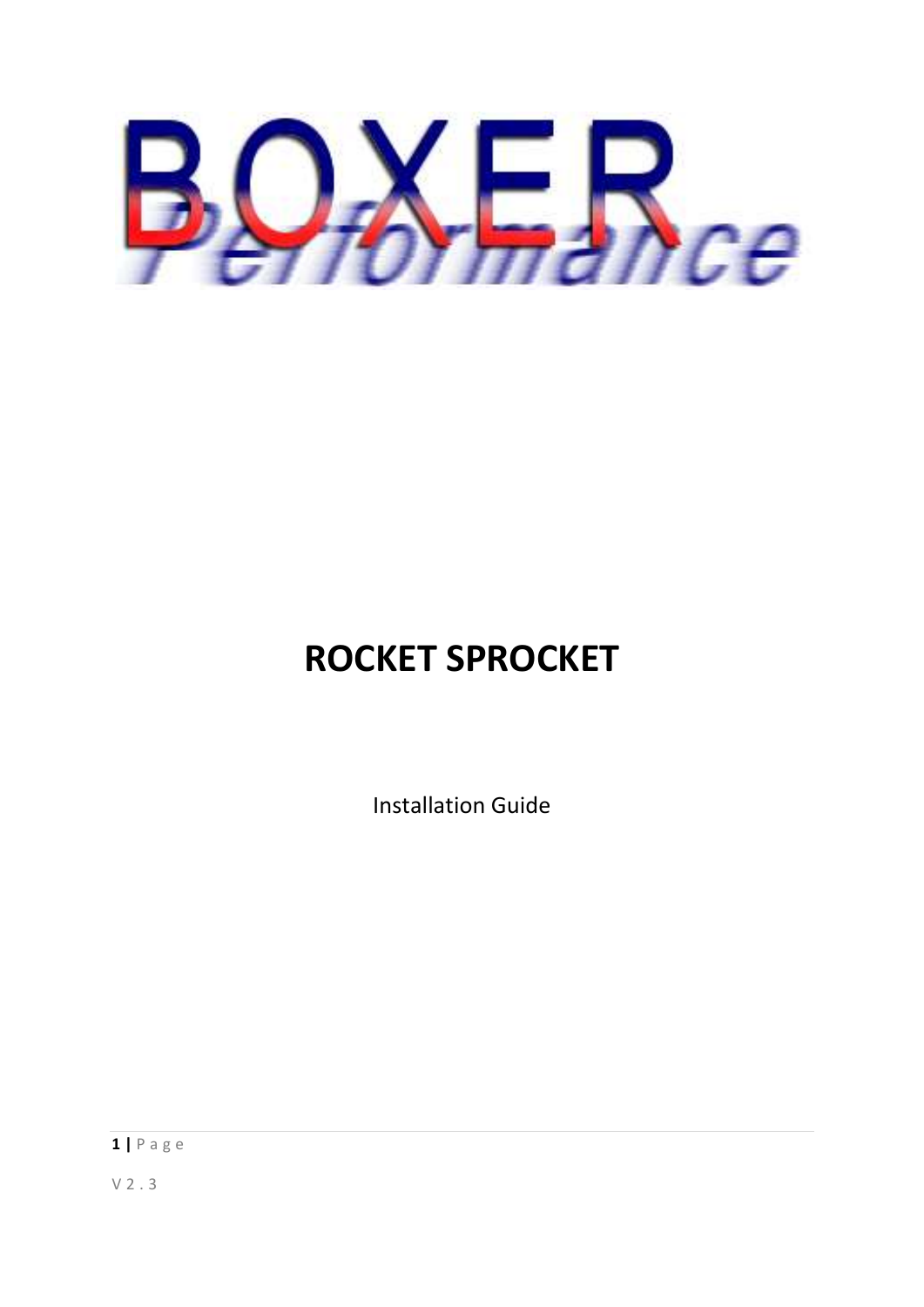BOXER Performance

# ROCKET SPROCKET

Installation Guide

V 2 . 3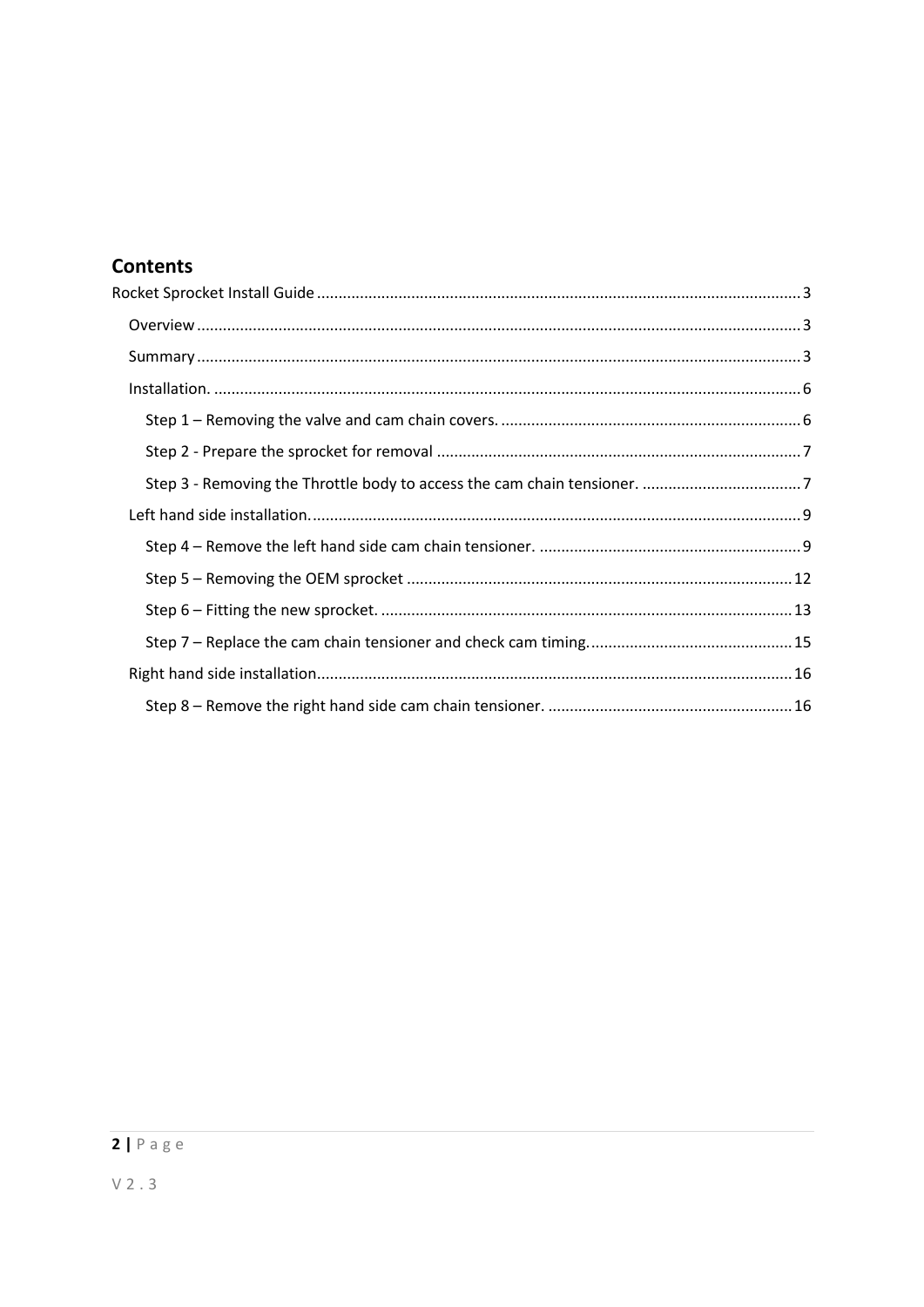# Contents

Rocket Sprocket Install Guide ... 3

- Overview ... 3
- Summary ... 3
- Installation. ... 6
  - Step 1 – Removing the valve and cam chain covers. ... 6
  - Step 2 - Prepare the sprocket for removal ... 7
  - Step 3 - Removing the Throttle body to access the cam chain tensioner. ... 7
- Left hand side installation. ... 9
  - Step 4 – Remove the left hand side cam chain tensioner. ... 9
  - Step 5 – Removing the OEM sprocket ... 12
  - Step 6 – Fitting the new sprocket. ... 13
  - Step 7 – Replace the cam chain tensioner and check cam timing. ... 15
- Right hand side installation ... 16
  - Step 8 – Remove the right hand side cam chain tensioner. ... 16

V 2 . 3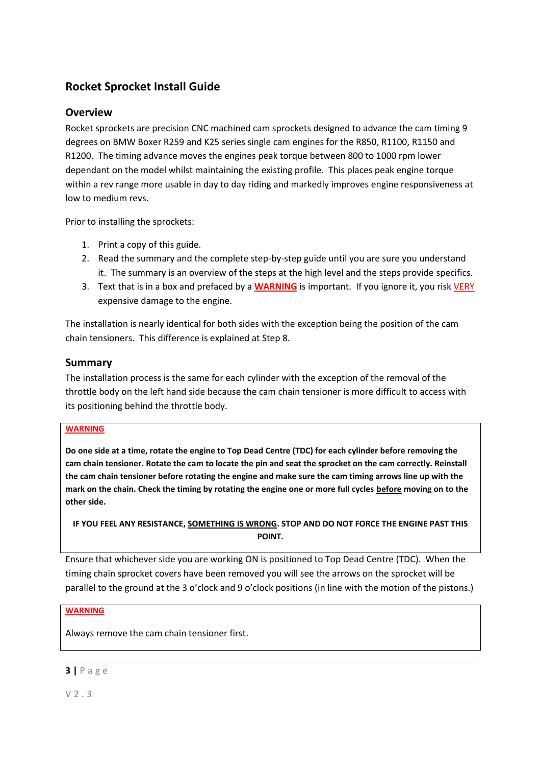## Rocket Sprocket Install Guide

### Overview

Rocket sprockets are precision CNC machined cam sprockets designed to advance the cam timing 9 degrees on BMW Boxer R259 and K25 series single cam engines for the R850, R1100, R1150 and R1200. The timing advance moves the engines peak torque between 800 to 1000 rpm lower dependant on the model whilst maintaining the existing profile. This places peak engine torque within a rev range more usable in day to day riding and markedly improves engine responsiveness at low to medium revs.

Prior to installing the sprockets:

1. Print a copy of this guide.
2. Read the summary and the complete step-by-step guide until you are sure you understand it. The summary is an overview of the steps at the high level and the steps provide specifics.
3. Text that is in a box and prefaced by a **WARNING** is important. If you ignore it, you risk VERY expensive damage to the engine.

The installation is nearly identical for both sides with the exception being the position of the cam chain tensioners. This difference is explained at Step 8.

### Summary

The installation process is the same for each cylinder with the exception of the removal of the throttle body on the left hand side because the cam chain tensioner is more difficult to access with its positioning behind the throttle body.

> **WARNING**
>
> **Do one side at a time, rotate the engine to Top Dead Centre (TDC) for each cylinder before removing the cam chain tensioner. Rotate the cam to locate the pin and seat the sprocket on the cam correctly. Reinstall the cam chain tensioner before rotating the engine and make sure the cam timing arrows line up with the mark on the chain. Check the timing by rotating the engine one or more full cycles before moving on to the other side.**
>
> **IF YOU FEEL ANY RESISTANCE, SOMETHING IS WRONG. STOP AND DO NOT FORCE THE ENGINE PAST THIS POINT.**

Ensure that whichever side you are working ON is positioned to Top Dead Centre (TDC). When the timing chain sprocket covers have been removed you will see the arrows on the sprocket will be parallel to the ground at the 3 o'clock and 9 o'clock positions (in line with the motion of the pistons.)

> **WARNING**
>
> Always remove the cam chain tensioner first.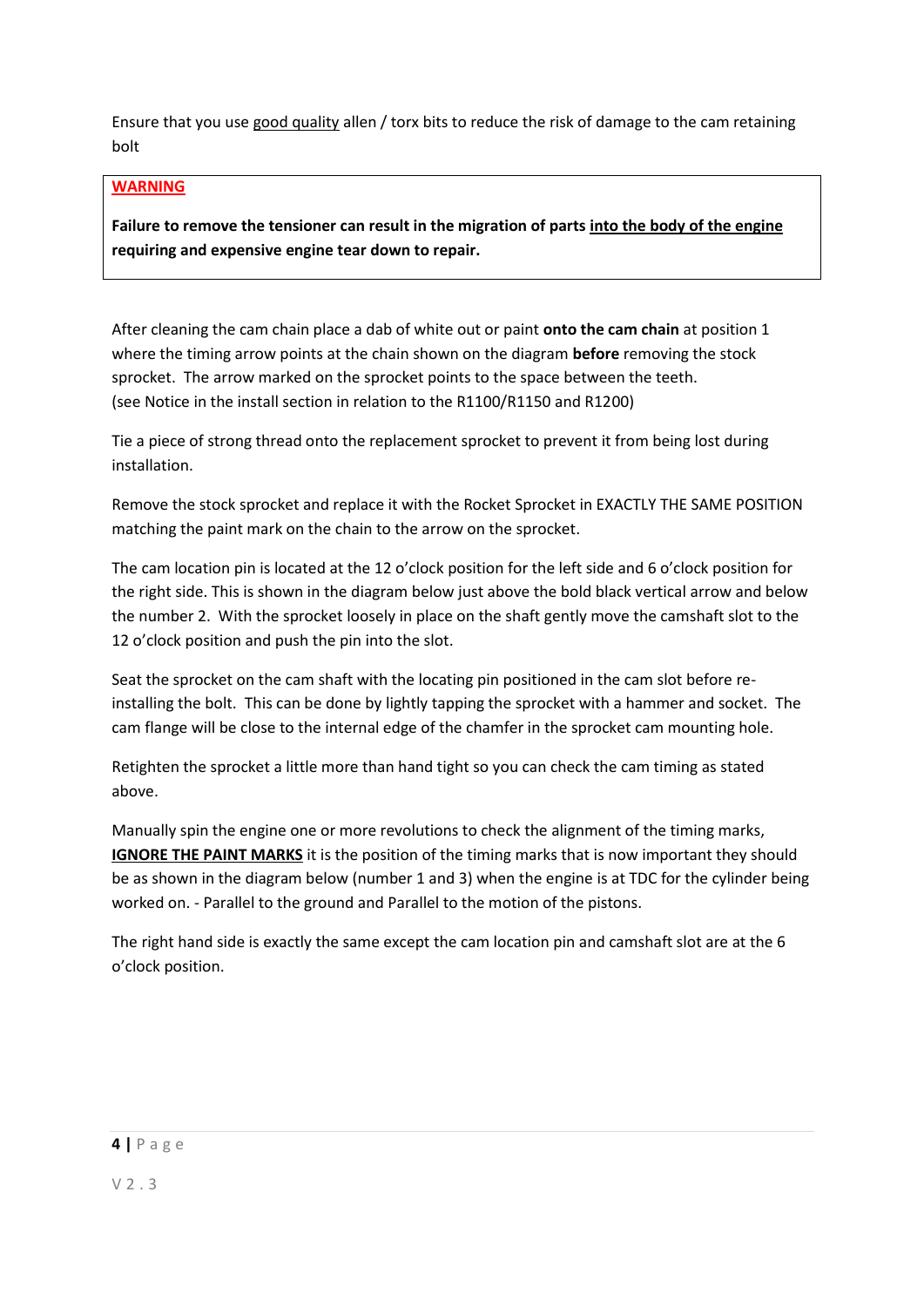Ensure that you use good quality allen / torx bits to reduce the risk of damage to the cam retaining bolt

> **WARNING**
>
> **Failure to remove the tensioner can result in the migration of parts into the body of the engine requiring and expensive engine tear down to repair.**

After cleaning the cam chain place a dab of white out or paint **onto the cam chain** at position 1 where the timing arrow points at the chain shown on the diagram **before** removing the stock sprocket. The arrow marked on the sprocket points to the space between the teeth.
(see Notice in the install section in relation to the R1100/R1150 and R1200)

Tie a piece of strong thread onto the replacement sprocket to prevent it from being lost during installation.

Remove the stock sprocket and replace it with the Rocket Sprocket in EXACTLY THE SAME POSITION matching the paint mark on the chain to the arrow on the sprocket.

The cam location pin is located at the 12 o'clock position for the left side and 6 o'clock position for the right side. This is shown in the diagram below just above the bold black vertical arrow and below the number 2. With the sprocket loosely in place on the shaft gently move the camshaft slot to the 12 o'clock position and push the pin into the slot.

Seat the sprocket on the cam shaft with the locating pin positioned in the cam slot before re-installing the bolt. This can be done by lightly tapping the sprocket with a hammer and socket. The cam flange will be close to the internal edge of the chamfer in the sprocket cam mounting hole.

Retighten the sprocket a little more than hand tight so you can check the cam timing as stated above.

Manually spin the engine one or more revolutions to check the alignment of the timing marks, **IGNORE THE PAINT MARKS** it is the position of the timing marks that is now important they should be as shown in the diagram below (number 1 and 3) when the engine is at TDC for the cylinder being worked on. - Parallel to the ground and Parallel to the motion of the pistons.

The right hand side is exactly the same except the cam location pin and camshaft slot are at the 6 o'clock position.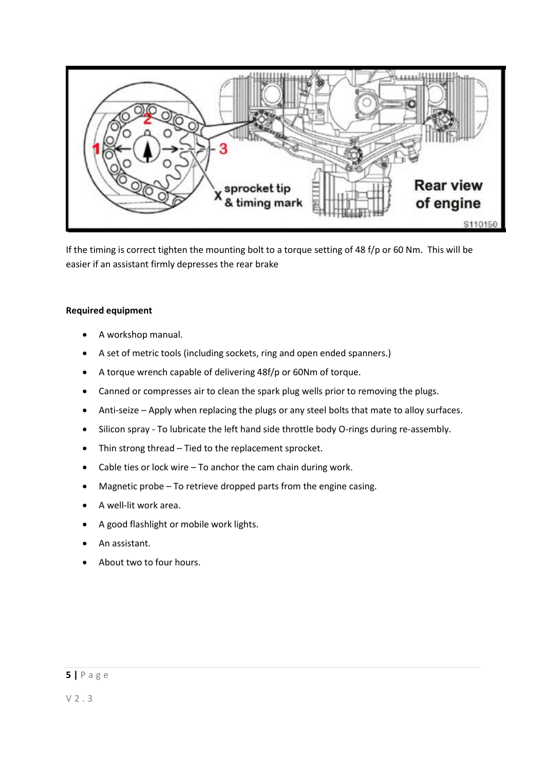1
2
3
X sprocket tip & timing mark

Rear view of engine

S110150

If the timing is correct tighten the mounting bolt to a torque setting of 48 f/p or 60 Nm. This will be easier if an assistant firmly depresses the rear brake

**Required equipment**

- A workshop manual.
- A set of metric tools (including sockets, ring and open ended spanners.)
- A torque wrench capable of delivering 48f/p or 60Nm of torque.
- Canned or compresses air to clean the spark plug wells prior to removing the plugs.
- Anti-seize – Apply when replacing the plugs or any steel bolts that mate to alloy surfaces.
- Silicon spray - To lubricate the left hand side throttle body O-rings during re-assembly.
- Thin strong thread – Tied to the replacement sprocket.
- Cable ties or lock wire – To anchor the cam chain during work.
- Magnetic probe – To retrieve dropped parts from the engine casing.
- A well-lit work area.
- A good flashlight or mobile work lights.
- An assistant.
- About two to four hours.

V 2 . 3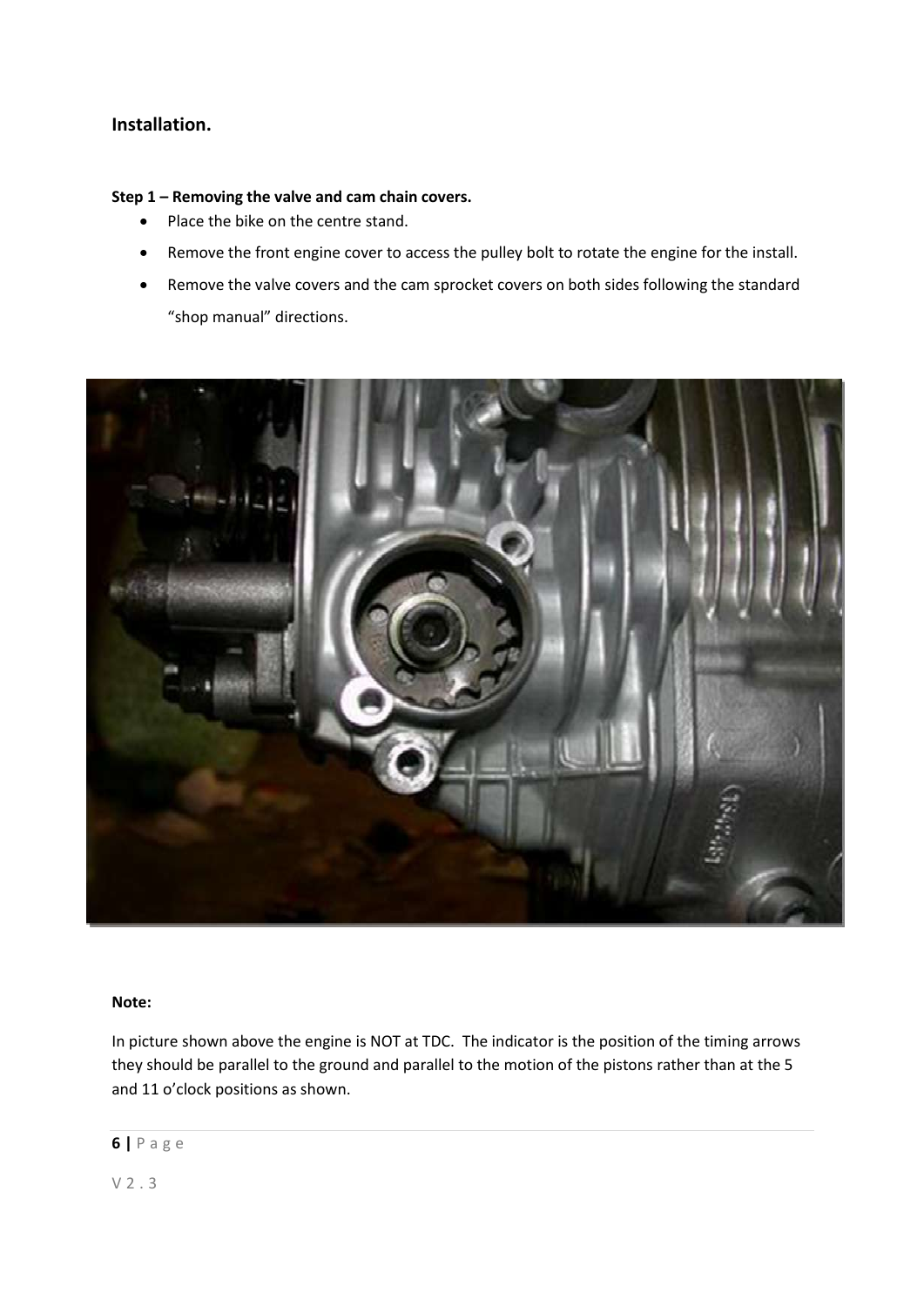## Installation.

**Step 1 – Removing the valve and cam chain covers.**

- Place the bike on the centre stand.
- Remove the front engine cover to access the pulley bolt to rotate the engine for the install.
- Remove the valve covers and the cam sprocket covers on both sides following the standard "shop manual" directions.

**Note:**

In picture shown above the engine is NOT at TDC. The indicator is the position of the timing arrows they should be parallel to the ground and parallel to the motion of the pistons rather than at the 5 and 11 o'clock positions as shown.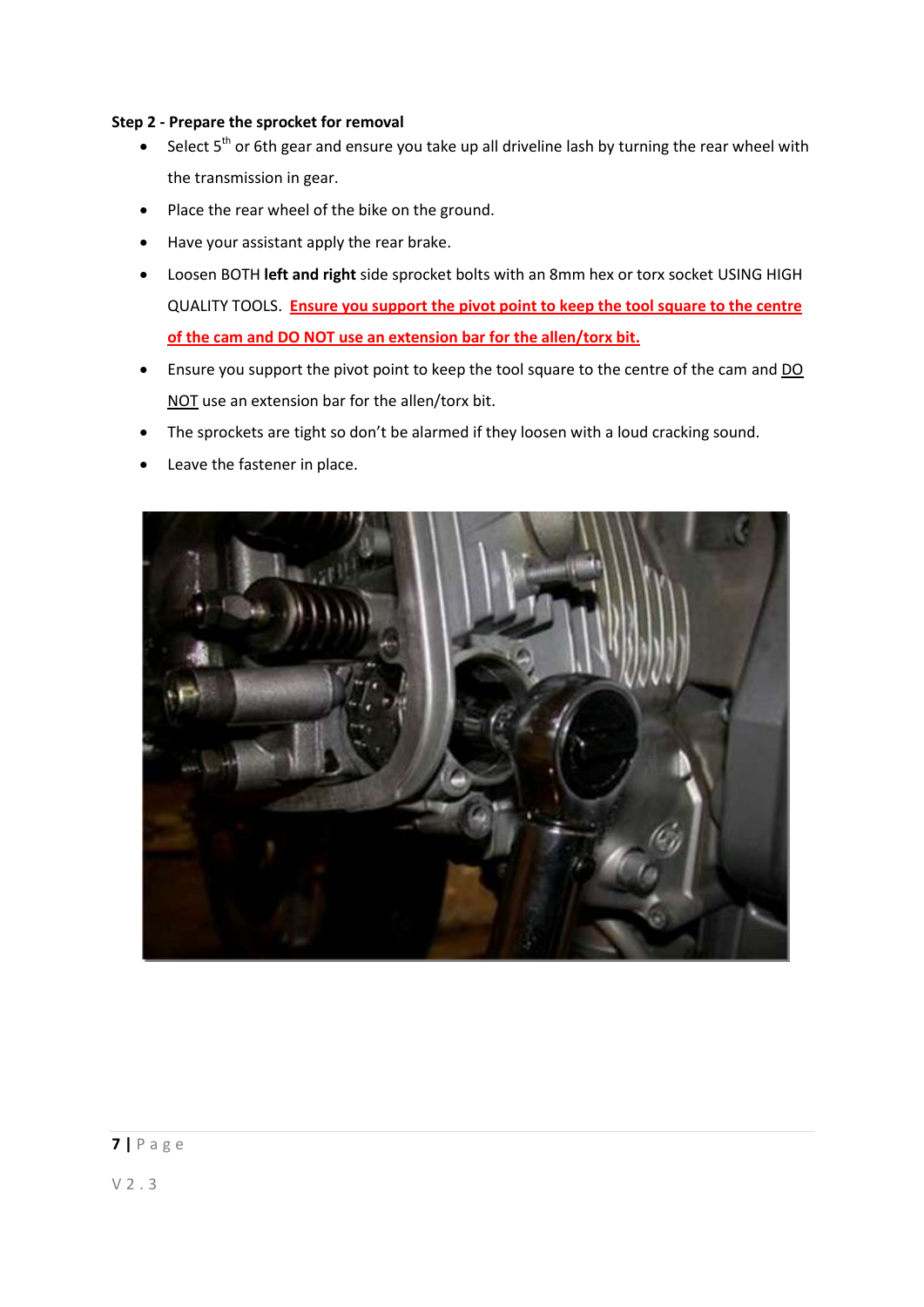**Step 2 - Prepare the sprocket for removal**

- Select 5th or 6th gear and ensure you take up all driveline lash by turning the rear wheel with the transmission in gear.
- Place the rear wheel of the bike on the ground.
- Have your assistant apply the rear brake.
- Loosen BOTH **left and right** side sprocket bolts with an 8mm hex or torx socket USING HIGH QUALITY TOOLS. **Ensure you support the pivot point to keep the tool square to the centre of the cam and DO NOT use an extension bar for the allen/torx bit.**
- Ensure you support the pivot point to keep the tool square to the centre of the cam and DO NOT use an extension bar for the allen/torx bit.
- The sprockets are tight so don't be alarmed if they loosen with a loud cracking sound.
- Leave the fastener in place.

V 2 . 3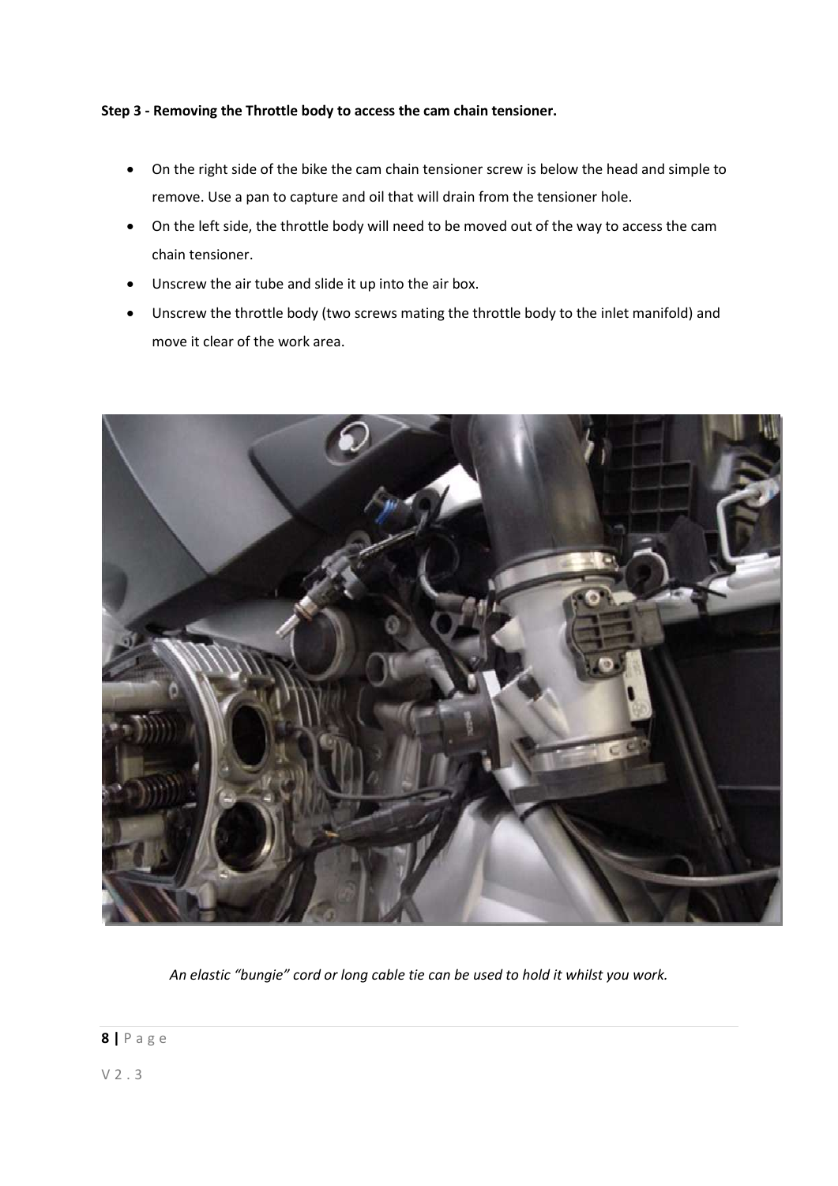**Step 3 - Removing the Throttle body to access the cam chain tensioner.**

- On the right side of the bike the cam chain tensioner screw is below the head and simple to remove. Use a pan to capture and oil that will drain from the tensioner hole.
- On the left side, the throttle body will need to be moved out of the way to access the cam chain tensioner.
- Unscrew the air tube and slide it up into the air box.
- Unscrew the throttle body (two screws mating the throttle body to the inlet manifold) and move it clear of the work area.

*An elastic "bungie" cord or long cable tie can be used to hold it whilst you work.*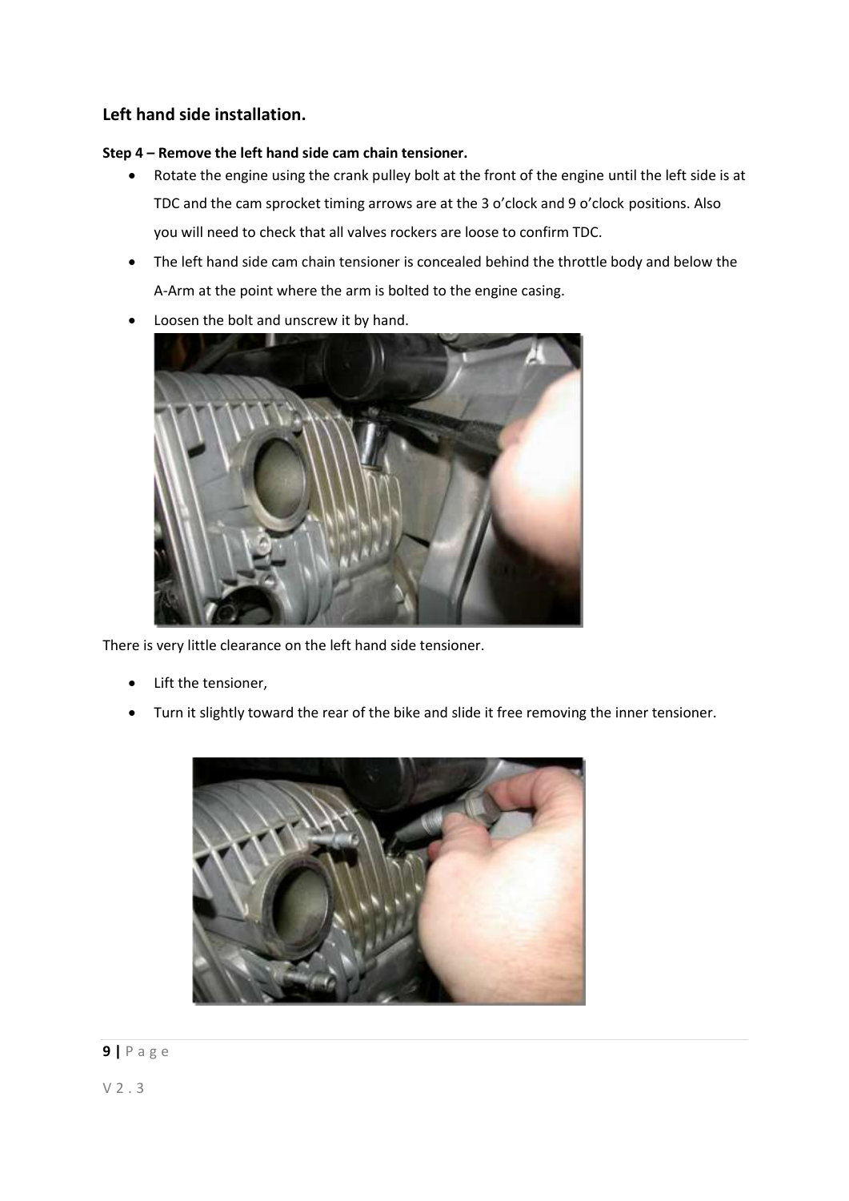## Left hand side installation.

**Step 4 – Remove the left hand side cam chain tensioner.**

- Rotate the engine using the crank pulley bolt at the front of the engine until the left side is at TDC and the cam sprocket timing arrows are at the 3 o'clock and 9 o'clock positions. Also you will need to check that all valves rockers are loose to confirm TDC.
- The left hand side cam chain tensioner is concealed behind the throttle body and below the A-Arm at the point where the arm is bolted to the engine casing.
- Loosen the bolt and unscrew it by hand.

There is very little clearance on the left hand side tensioner.

- Lift the tensioner,
- Turn it slightly toward the rear of the bike and slide it free removing the inner tensioner.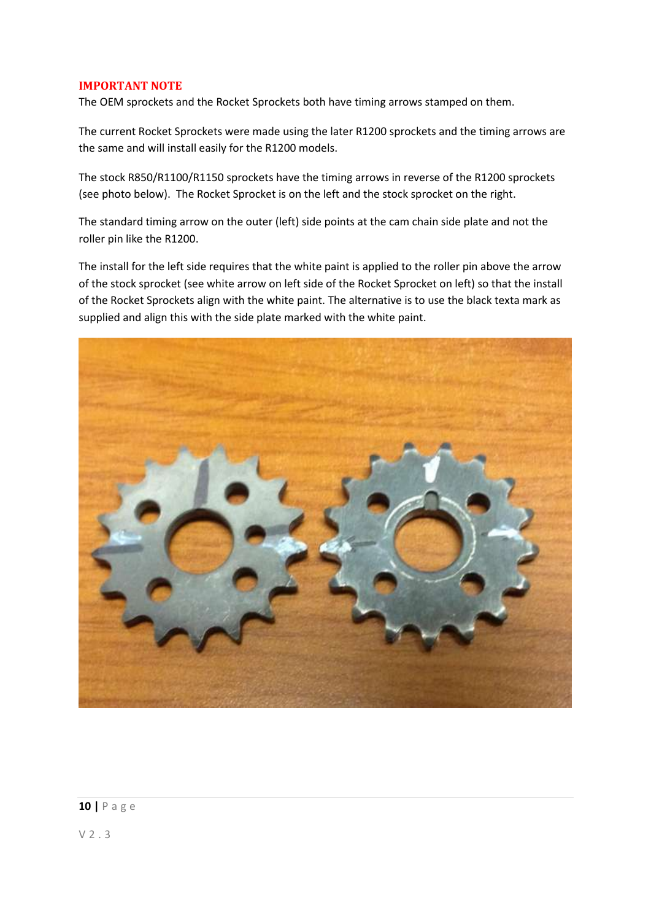**IMPORTANT NOTE**

The OEM sprockets and the Rocket Sprockets both have timing arrows stamped on them.

The current Rocket Sprockets were made using the later R1200 sprockets and the timing arrows are the same and will install easily for the R1200 models.

The stock R850/R1100/R1150 sprockets have the timing arrows in reverse of the R1200 sprockets (see photo below). The Rocket Sprocket is on the left and the stock sprocket on the right.

The standard timing arrow on the outer (left) side points at the cam chain side plate and not the roller pin like the R1200.

The install for the left side requires that the white paint is applied to the roller pin above the arrow of the stock sprocket (see white arrow on left side of the Rocket Sprocket on left) so that the install of the Rocket Sprockets align with the white paint. The alternative is to use the black texta mark as supplied and align this with the side plate marked with the white paint.

V2.3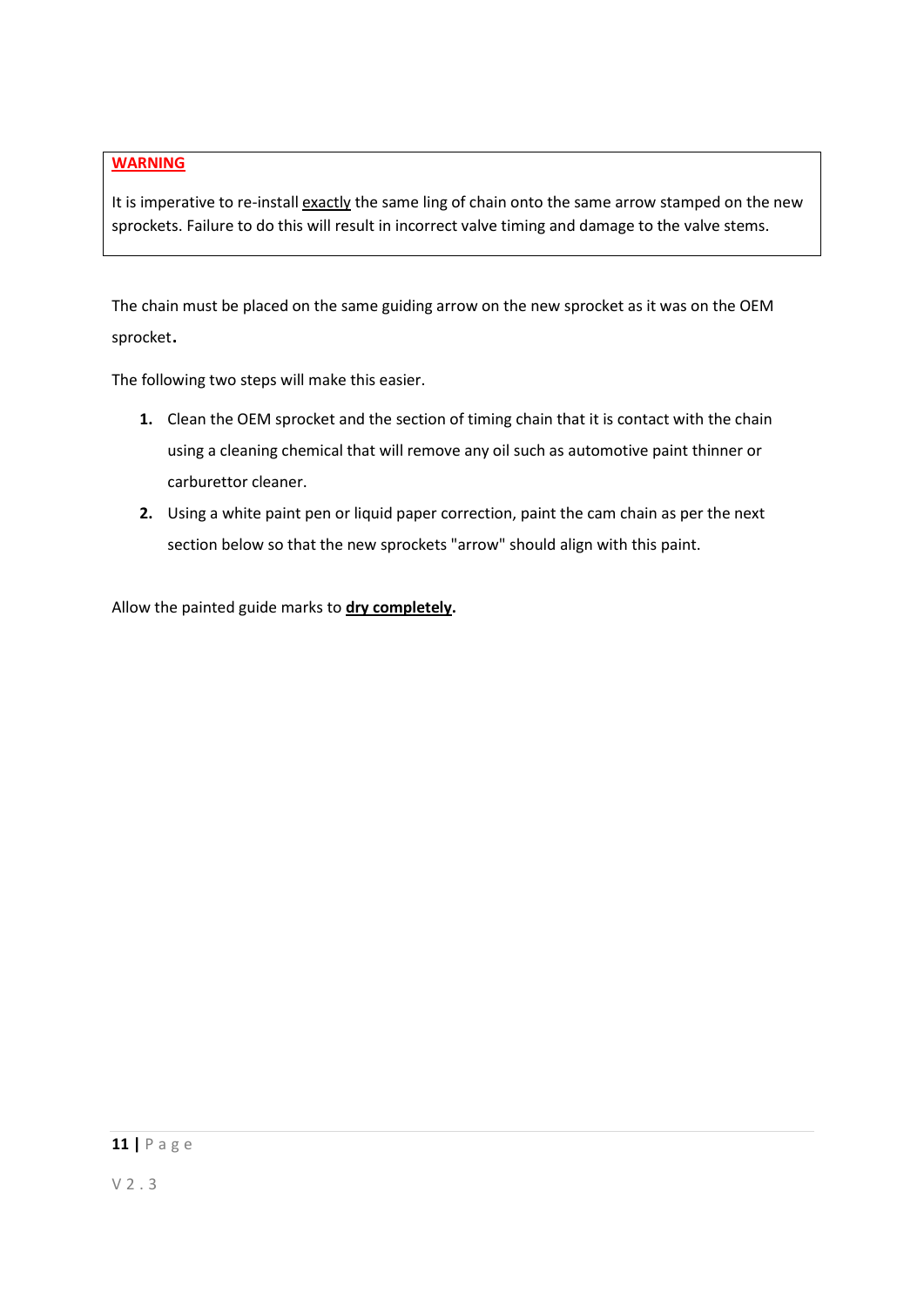**WARNING**

It is imperative to re-install exactly the same ling of chain onto the same arrow stamped on the new sprockets. Failure to do this will result in incorrect valve timing and damage to the valve stems.

The chain must be placed on the same guiding arrow on the new sprocket as it was on the OEM sprocket.

The following two steps will make this easier.

1. Clean the OEM sprocket and the section of timing chain that it is contact with the chain using a cleaning chemical that will remove any oil such as automotive paint thinner or carburettor cleaner.
2. Using a white paint pen or liquid paper correction, paint the cam chain as per the next section below so that the new sprockets "arrow" should align with this paint.

Allow the painted guide marks to **dry completely**.

V 2 . 3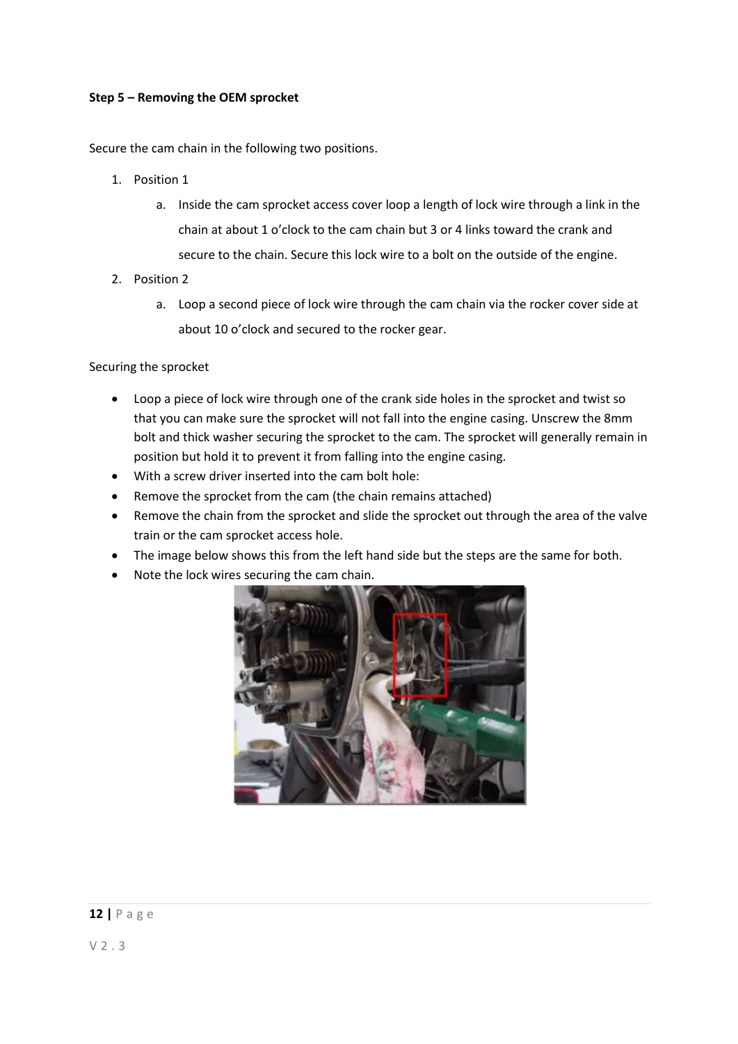**Step 5 – Removing the OEM sprocket**

Secure the cam chain in the following two positions.

1. Position 1
   a. Inside the cam sprocket access cover loop a length of lock wire through a link in the chain at about 1 o'clock to the cam chain but 3 or 4 links toward the crank and secure to the chain. Secure this lock wire to a bolt on the outside of the engine.
2. Position 2
   a. Loop a second piece of lock wire through the cam chain via the rocker cover side at about 10 o'clock and secured to the rocker gear.

Securing the sprocket

- Loop a piece of lock wire through one of the crank side holes in the sprocket and twist so that you can make sure the sprocket will not fall into the engine casing. Unscrew the 8mm bolt and thick washer securing the sprocket to the cam. The sprocket will generally remain in position but hold it to prevent it from falling into the engine casing.
- With a screw driver inserted into the cam bolt hole:
- Remove the sprocket from the cam (the chain remains attached)
- Remove the chain from the sprocket and slide the sprocket out through the area of the valve train or the cam sprocket access hole.
- The image below shows this from the left hand side but the steps are the same for both.
- Note the lock wires securing the cam chain.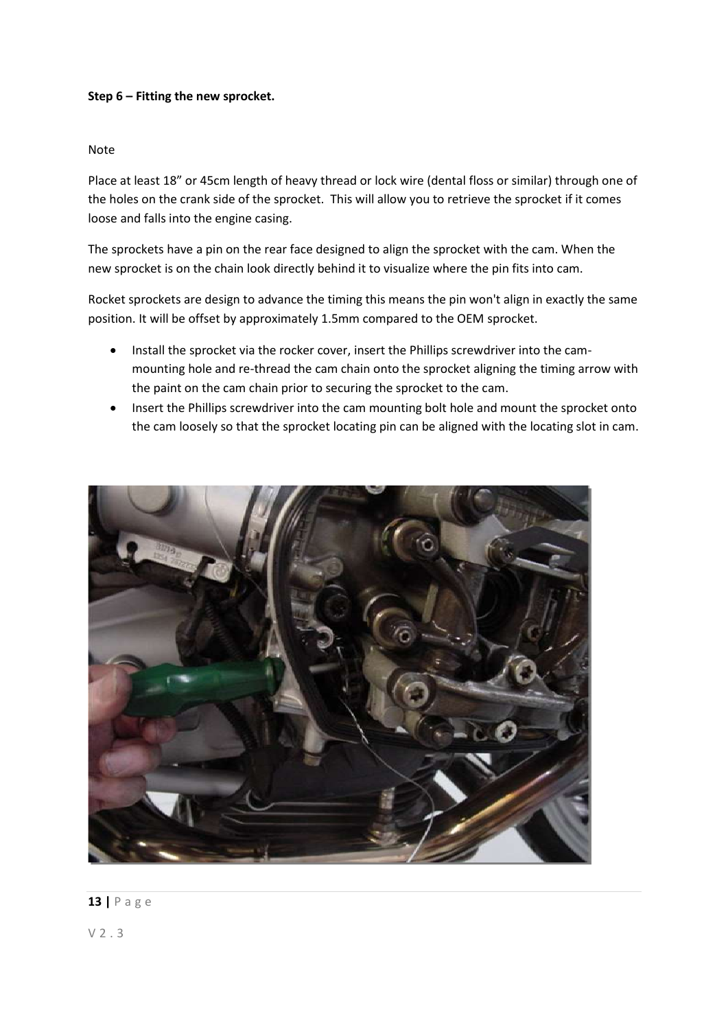**Step 6 – Fitting the new sprocket.**

Note

Place at least 18" or 45cm length of heavy thread or lock wire (dental floss or similar) through one of the holes on the crank side of the sprocket. This will allow you to retrieve the sprocket if it comes loose and falls into the engine casing.

The sprockets have a pin on the rear face designed to align the sprocket with the cam. When the new sprocket is on the chain look directly behind it to visualize where the pin fits into cam.

Rocket sprockets are design to advance the timing this means the pin won't align in exactly the same position. It will be offset by approximately 1.5mm compared to the OEM sprocket.

- Install the sprocket via the rocker cover, insert the Phillips screwdriver into the cam-mounting hole and re-thread the cam chain onto the sprocket aligning the timing arrow with the paint on the cam chain prior to securing the sprocket to the cam.
- Insert the Phillips screwdriver into the cam mounting bolt hole and mount the sprocket onto the cam loosely so that the sprocket locating pin can be aligned with the locating slot in cam.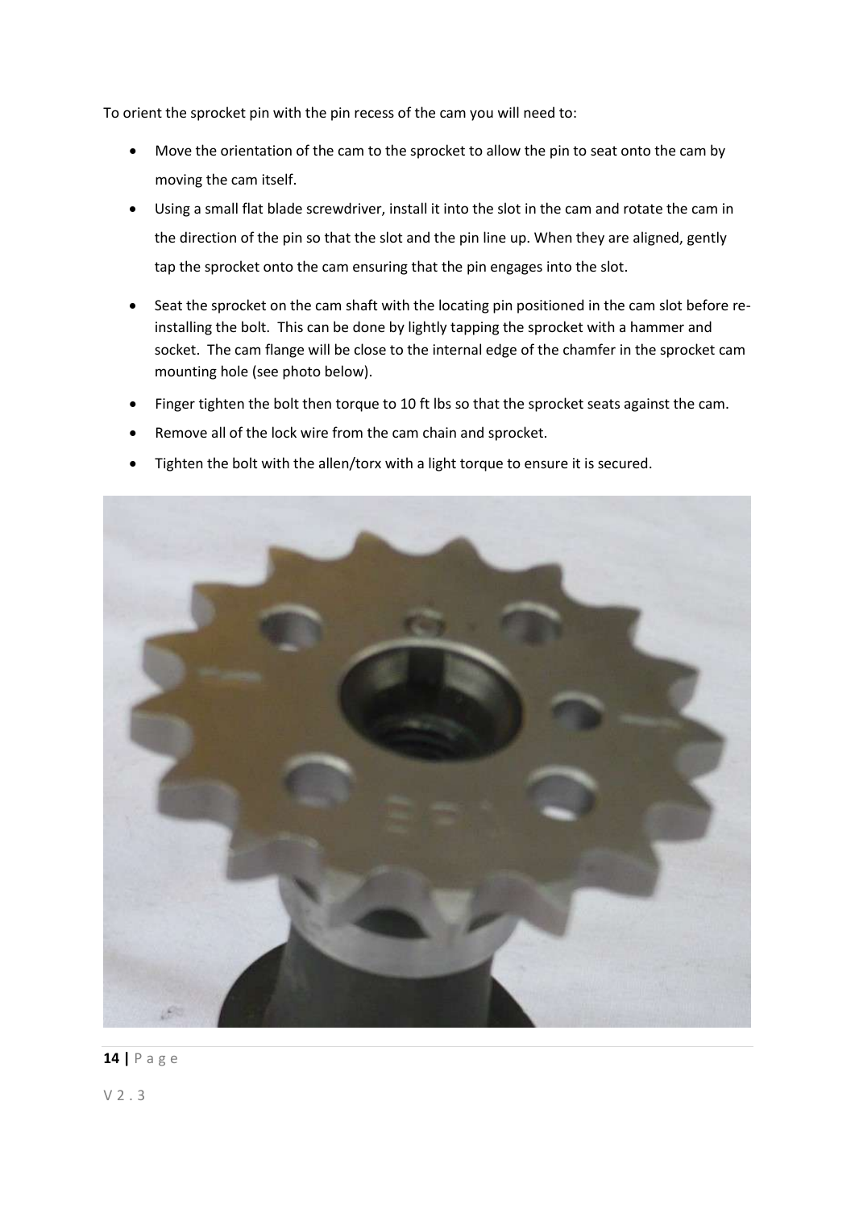To orient the sprocket pin with the pin recess of the cam you will need to:

- Move the orientation of the cam to the sprocket to allow the pin to seat onto the cam by moving the cam itself.
- Using a small flat blade screwdriver, install it into the slot in the cam and rotate the cam in the direction of the pin so that the slot and the pin line up. When they are aligned, gently tap the sprocket onto the cam ensuring that the pin engages into the slot.
- Seat the sprocket on the cam shaft with the locating pin positioned in the cam slot before re-installing the bolt. This can be done by lightly tapping the sprocket with a hammer and socket. The cam flange will be close to the internal edge of the chamfer in the sprocket cam mounting hole (see photo below).
- Finger tighten the bolt then torque to 10 ft lbs so that the sprocket seats against the cam.
- Remove all of the lock wire from the cam chain and sprocket.
- Tighten the bolt with the allen/torx with a light torque to ensure it is secured.

V 2 . 3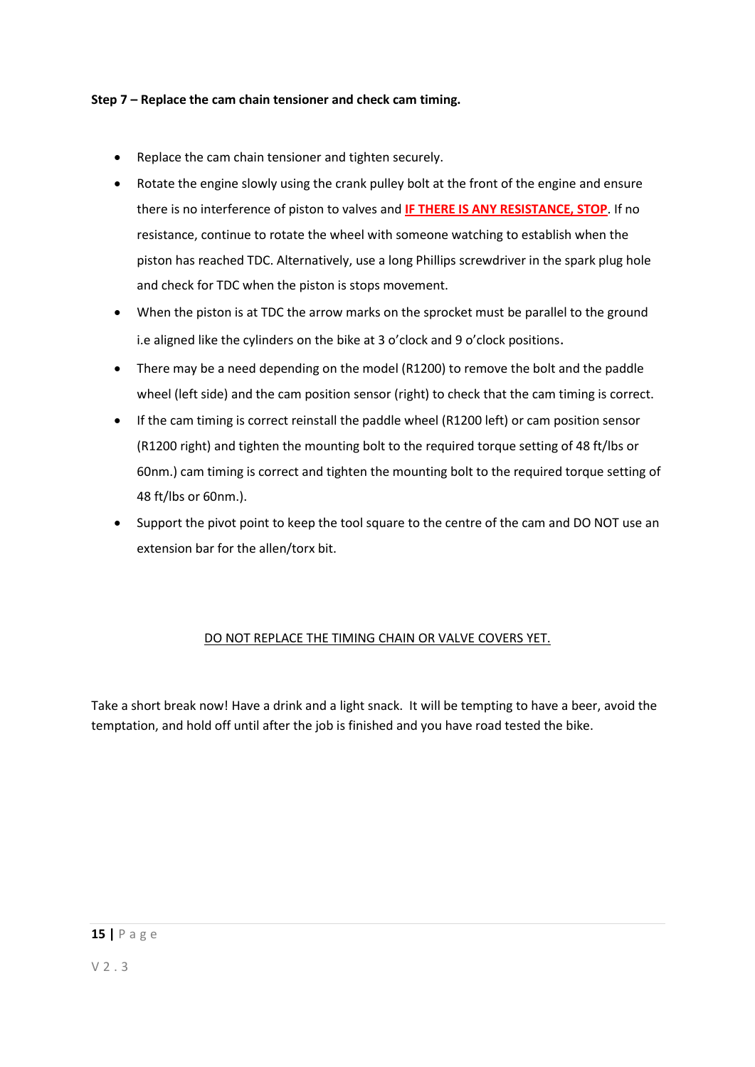**Step 7 – Replace the cam chain tensioner and check cam timing.**

- Replace the cam chain tensioner and tighten securely.
- Rotate the engine slowly using the crank pulley bolt at the front of the engine and ensure there is no interference of piston to valves and **IF THERE IS ANY RESISTANCE, STOP**. If no resistance, continue to rotate the wheel with someone watching to establish when the piston has reached TDC. Alternatively, use a long Phillips screwdriver in the spark plug hole and check for TDC when the piston is stops movement.
- When the piston is at TDC the arrow marks on the sprocket must be parallel to the ground i.e aligned like the cylinders on the bike at 3 o'clock and 9 o'clock positions.
- There may be a need depending on the model (R1200) to remove the bolt and the paddle wheel (left side) and the cam position sensor (right) to check that the cam timing is correct.
- If the cam timing is correct reinstall the paddle wheel (R1200 left) or cam position sensor (R1200 right) and tighten the mounting bolt to the required torque setting of 48 ft/lbs or 60nm.) cam timing is correct and tighten the mounting bolt to the required torque setting of 48 ft/lbs or 60nm.).
- Support the pivot point to keep the tool square to the centre of the cam and DO NOT use an extension bar for the allen/torx bit.

DO NOT REPLACE THE TIMING CHAIN OR VALVE COVERS YET.

Take a short break now! Have a drink and a light snack. It will be tempting to have a beer, avoid the temptation, and hold off until after the job is finished and you have road tested the bike.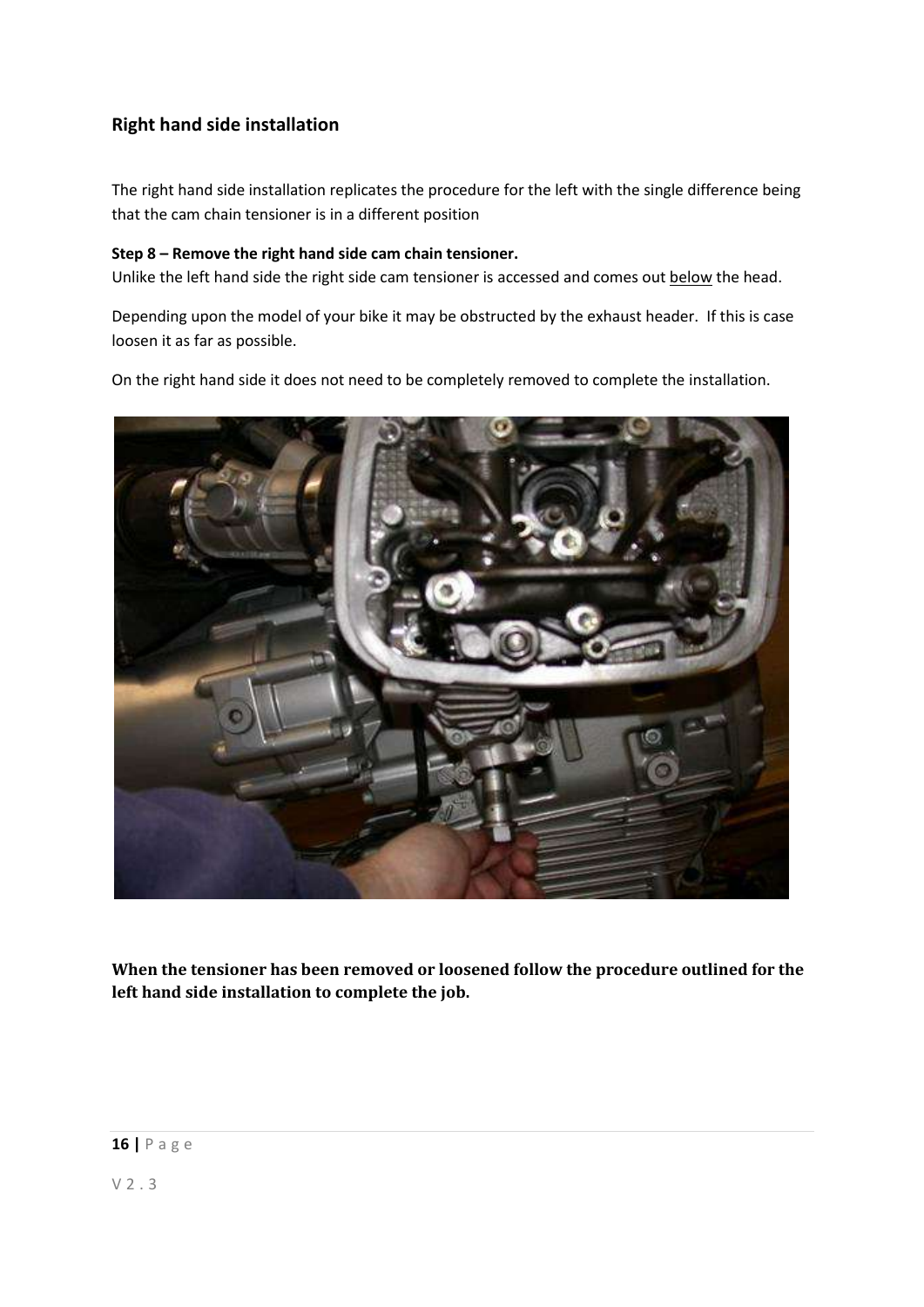## Right hand side installation

The right hand side installation replicates the procedure for the left with the single difference being that the cam chain tensioner is in a different position

**Step 8 – Remove the right hand side cam chain tensioner.**
Unlike the left hand side the right side cam tensioner is accessed and comes out below the head.

Depending upon the model of your bike it may be obstructed by the exhaust header. If this is case loosen it as far as possible.

On the right hand side it does not need to be completely removed to complete the installation.

**When the tensioner has been removed or loosened follow the procedure outlined for the left hand side installation to complete the job.**

V 2 . 3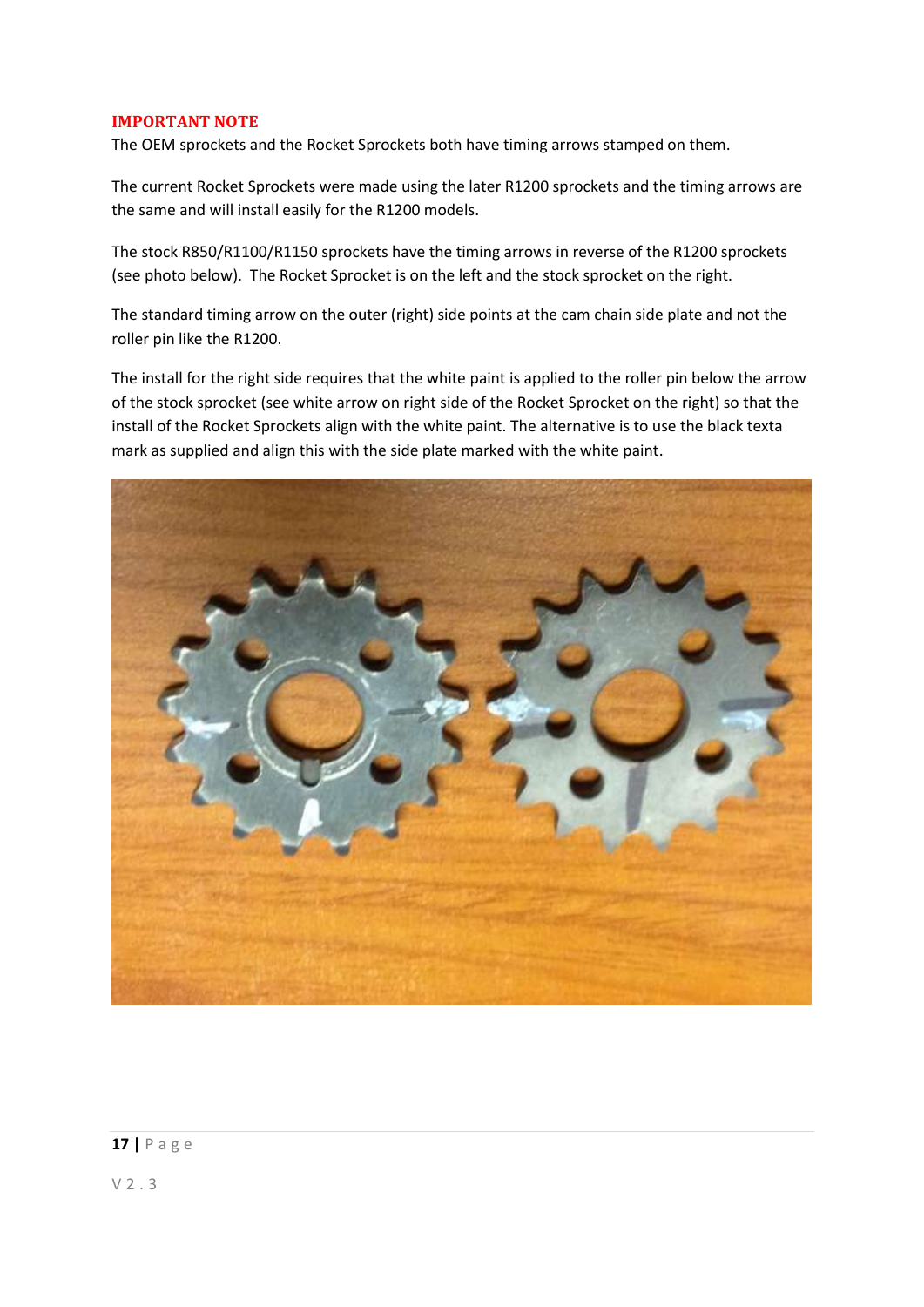**IMPORTANT NOTE**

The OEM sprockets and the Rocket Sprockets both have timing arrows stamped on them.

The current Rocket Sprockets were made using the later R1200 sprockets and the timing arrows are the same and will install easily for the R1200 models.

The stock R850/R1100/R1150 sprockets have the timing arrows in reverse of the R1200 sprockets (see photo below). The Rocket Sprocket is on the left and the stock sprocket on the right.

The standard timing arrow on the outer (right) side points at the cam chain side plate and not the roller pin like the R1200.

The install for the right side requires that the white paint is applied to the roller pin below the arrow of the stock sprocket (see white arrow on right side of the Rocket Sprocket on the right) so that the install of the Rocket Sprockets align with the white paint. The alternative is to use the black texta mark as supplied and align this with the side plate marked with the white paint.

V 2 . 3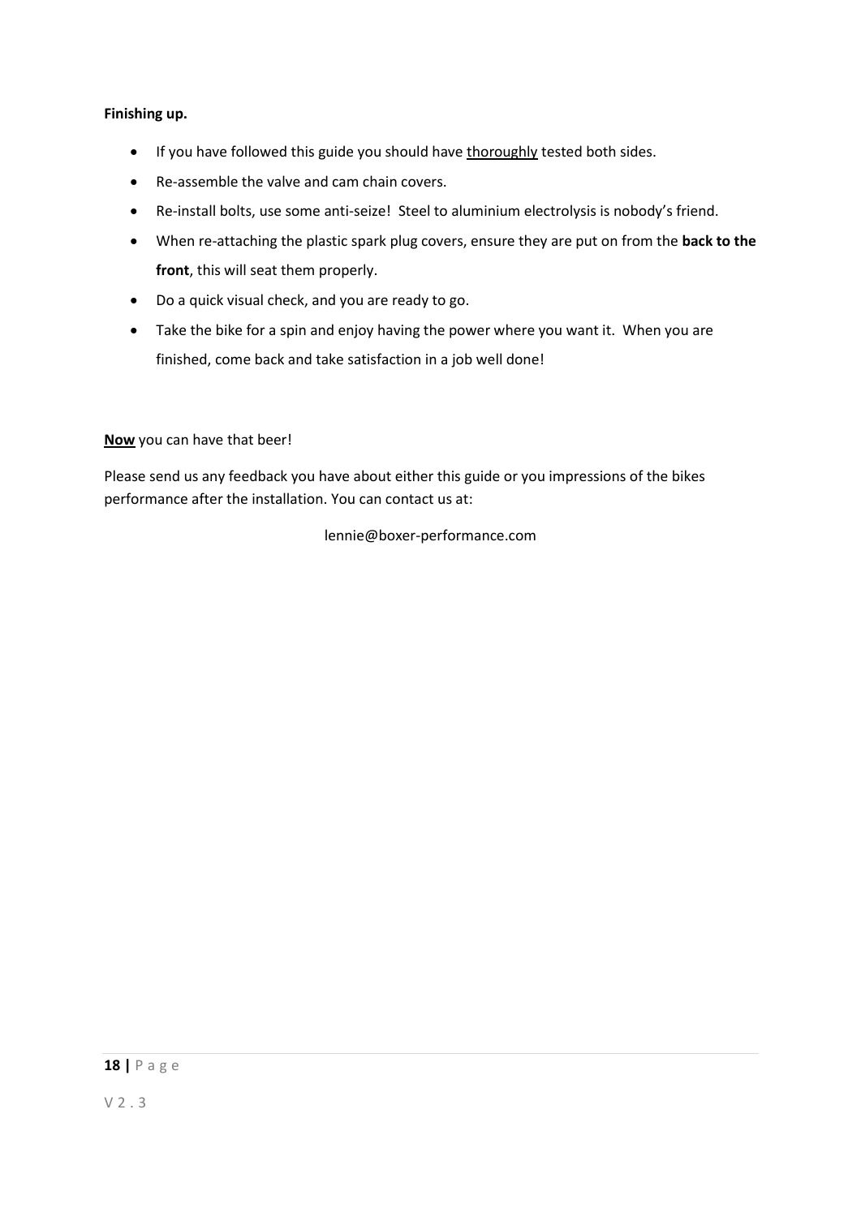**Finishing up.**

- If you have followed this guide you should have thoroughly tested both sides.
- Re-assemble the valve and cam chain covers.
- Re-install bolts, use some anti-seize! Steel to aluminium electrolysis is nobody's friend.
- When re-attaching the plastic spark plug covers, ensure they are put on from the **back to the front**, this will seat them properly.
- Do a quick visual check, and you are ready to go.
- Take the bike for a spin and enjoy having the power where you want it. When you are finished, come back and take satisfaction in a job well done!

**Now** you can have that beer!

Please send us any feedback you have about either this guide or you impressions of the bikes performance after the installation. You can contact us at:

lennie@boxer-performance.com